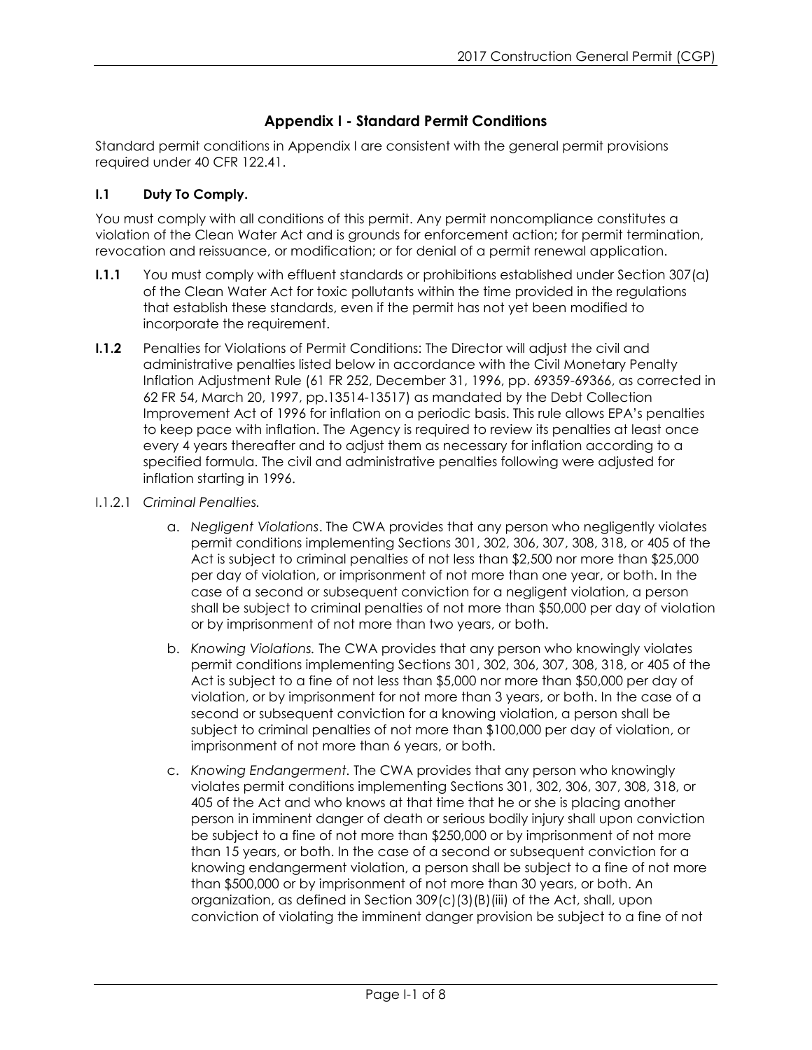## Appendix I - Standard Permit Conditions

Standard permit conditions in Appendix I are consistent with the general permit provisions required under 40 CFR 122.41.

### I.1 Duty To Comply.

You must comply with all conditions of this permit. Any permit noncompliance constitutes a violation of the Clean Water Act and is grounds for enforcement action; for permit termination, revocation and reissuance, or modification; or for denial of a permit renewal application.

**I.1.1** You must comply with effluent standards or prohibitions established under Section 307(a) of the Clean Water Act for toxic pollutants within the time provided in the regulations that establish these standards, even if the permit has not yet been modified to incorporate the requirement.

**I.1.2** Penalties for Violations of Permit Conditions: The Director will adjust the civil and administrative penalties listed below in accordance with the Civil Monetary Penalty Inflation Adjustment Rule (61 FR 252, December 31, 1996, pp. 69359-69366, as corrected in 62 FR 54, March 20, 1997, pp.13514-13517) as mandated by the Debt Collection Improvement Act of 1996 for inflation on a periodic basis. This rule allows EPA's penalties to keep pace with inflation. The Agency is required to review its penalties at least once every 4 years thereafter and to adjust them as necessary for inflation according to a specified formula. The civil and administrative penalties following were adjusted for inflation starting in 1996.

I.1.2.1 *Criminal Penalties.*

a. *Negligent Violations*. The CWA provides that any person who negligently violates permit conditions implementing Sections 301, 302, 306, 307, 308, 318, or 405 of the Act is subject to criminal penalties of not less than $2,500 nor more than $25,000 per day of violation, or imprisonment of not more than one year, or both. In the case of a second or subsequent conviction for a negligent violation, a person shall be subject to criminal penalties of not more than $50,000 per day of violation or by imprisonment of not more than two years, or both.

b. *Knowing Violations.* The CWA provides that any person who knowingly violates permit conditions implementing Sections 301, 302, 306, 307, 308, 318, or 405 of the Act is subject to a fine of not less than $5,000 nor more than $50,000 per day of violation, or by imprisonment for not more than 3 years, or both. In the case of a second or subsequent conviction for a knowing violation, a person shall be subject to criminal penalties of not more than $100,000 per day of violation, or imprisonment of not more than 6 years, or both.

c. *Knowing Endangerment.* The CWA provides that any person who knowingly violates permit conditions implementing Sections 301, 302, 306, 307, 308, 318, or 405 of the Act and who knows at that time that he or she is placing another person in imminent danger of death or serious bodily injury shall upon conviction be subject to a fine of not more than $250,000 or by imprisonment of not more than 15 years, or both. In the case of a second or subsequent conviction for a knowing endangerment violation, a person shall be subject to a fine of not more than $500,000 or by imprisonment of not more than 30 years, or both. An organization, as defined in Section 309(c)(3)(B)(iii) of the Act, shall, upon conviction of violating the imminent danger provision be subject to a fine of not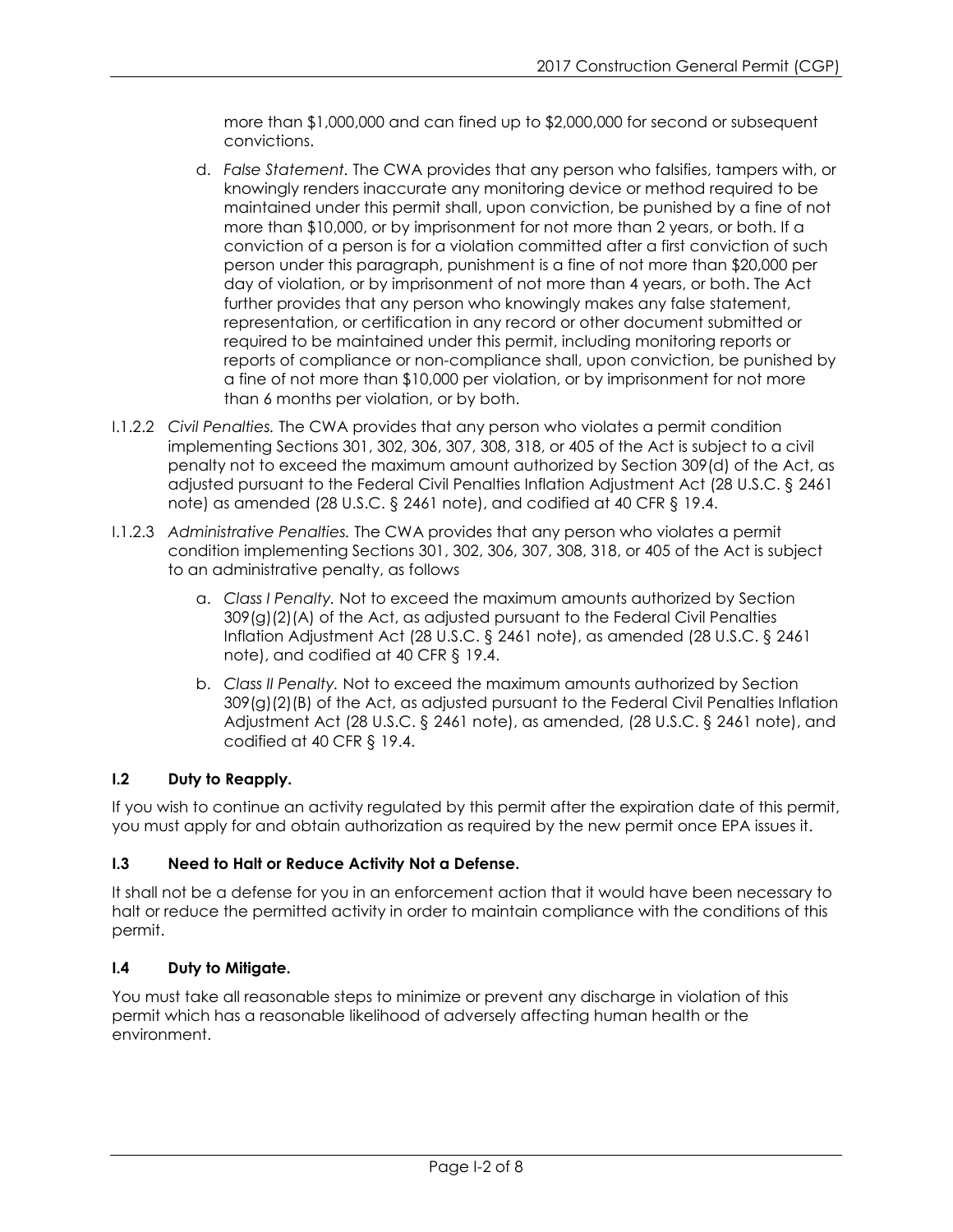more than $1,000,000 and can fined up to $2,000,000 for second or subsequent convictions.

d. *False Statement.* The CWA provides that any person who falsifies, tampers with, or knowingly renders inaccurate any monitoring device or method required to be maintained under this permit shall, upon conviction, be punished by a fine of not more than $10,000, or by imprisonment for not more than 2 years, or both. If a conviction of a person is for a violation committed after a first conviction of such person under this paragraph, punishment is a fine of not more than $20,000 per day of violation, or by imprisonment of not more than 4 years, or both. The Act further provides that any person who knowingly makes any false statement, representation, or certification in any record or other document submitted or required to be maintained under this permit, including monitoring reports or reports of compliance or non-compliance shall, upon conviction, be punished by a fine of not more than $10,000 per violation, or by imprisonment for not more than 6 months per violation, or by both.

I.1.2.2 *Civil Penalties.* The CWA provides that any person who violates a permit condition implementing Sections 301, 302, 306, 307, 308, 318, or 405 of the Act is subject to a civil penalty not to exceed the maximum amount authorized by Section 309(d) of the Act, as adjusted pursuant to the Federal Civil Penalties Inflation Adjustment Act (28 U.S.C. § 2461 note) as amended (28 U.S.C. § 2461 note), and codified at 40 CFR § 19.4.

I.1.2.3 *Administrative Penalties.* The CWA provides that any person who violates a permit condition implementing Sections 301, 302, 306, 307, 308, 318, or 405 of the Act is subject to an administrative penalty, as follows

a. *Class I Penalty.* Not to exceed the maximum amounts authorized by Section 309(g)(2)(A) of the Act, as adjusted pursuant to the Federal Civil Penalties Inflation Adjustment Act (28 U.S.C. § 2461 note), as amended (28 U.S.C. § 2461 note), and codified at 40 CFR § 19.4.

b. *Class II Penalty.* Not to exceed the maximum amounts authorized by Section 309(g)(2)(B) of the Act, as adjusted pursuant to the Federal Civil Penalties Inflation Adjustment Act (28 U.S.C. § 2461 note), as amended, (28 U.S.C. § 2461 note), and codified at 40 CFR § 19.4.

### I.2 Duty to Reapply.

If you wish to continue an activity regulated by this permit after the expiration date of this permit, you must apply for and obtain authorization as required by the new permit once EPA issues it.

### I.3 Need to Halt or Reduce Activity Not a Defense.

It shall not be a defense for you in an enforcement action that it would have been necessary to halt or reduce the permitted activity in order to maintain compliance with the conditions of this permit.

### I.4 Duty to Mitigate.

You must take all reasonable steps to minimize or prevent any discharge in violation of this permit which has a reasonable likelihood of adversely affecting human health or the environment.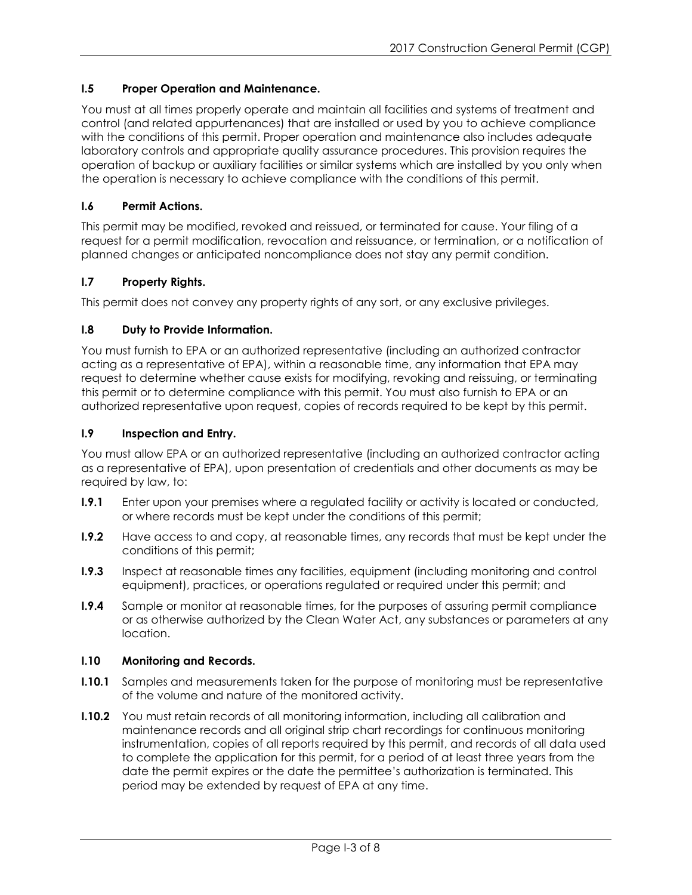### I.5 Proper Operation and Maintenance.

You must at all times properly operate and maintain all facilities and systems of treatment and control (and related appurtenances) that are installed or used by you to achieve compliance with the conditions of this permit. Proper operation and maintenance also includes adequate laboratory controls and appropriate quality assurance procedures. This provision requires the operation of backup or auxiliary facilities or similar systems which are installed by you only when the operation is necessary to achieve compliance with the conditions of this permit.

### I.6 Permit Actions.

This permit may be modified, revoked and reissued, or terminated for cause. Your filing of a request for a permit modification, revocation and reissuance, or termination, or a notification of planned changes or anticipated noncompliance does not stay any permit condition.

### I.7 Property Rights.

This permit does not convey any property rights of any sort, or any exclusive privileges.

### I.8 Duty to Provide Information.

You must furnish to EPA or an authorized representative (including an authorized contractor acting as a representative of EPA), within a reasonable time, any information that EPA may request to determine whether cause exists for modifying, revoking and reissuing, or terminating this permit or to determine compliance with this permit. You must also furnish to EPA or an authorized representative upon request, copies of records required to be kept by this permit.

### I.9 Inspection and Entry.

You must allow EPA or an authorized representative (including an authorized contractor acting as a representative of EPA), upon presentation of credentials and other documents as may be required by law, to:

**I.9.1** Enter upon your premises where a regulated facility or activity is located or conducted, or where records must be kept under the conditions of this permit;

**I.9.2** Have access to and copy, at reasonable times, any records that must be kept under the conditions of this permit;

**I.9.3** Inspect at reasonable times any facilities, equipment (including monitoring and control equipment), practices, or operations regulated or required under this permit; and

**I.9.4** Sample or monitor at reasonable times, for the purposes of assuring permit compliance or as otherwise authorized by the Clean Water Act, any substances or parameters at any location.

### I.10 Monitoring and Records.

**I.10.1** Samples and measurements taken for the purpose of monitoring must be representative of the volume and nature of the monitored activity.

**I.10.2** You must retain records of all monitoring information, including all calibration and maintenance records and all original strip chart recordings for continuous monitoring instrumentation, copies of all reports required by this permit, and records of all data used to complete the application for this permit, for a period of at least three years from the date the permit expires or the date the permittee's authorization is terminated. This period may be extended by request of EPA at any time.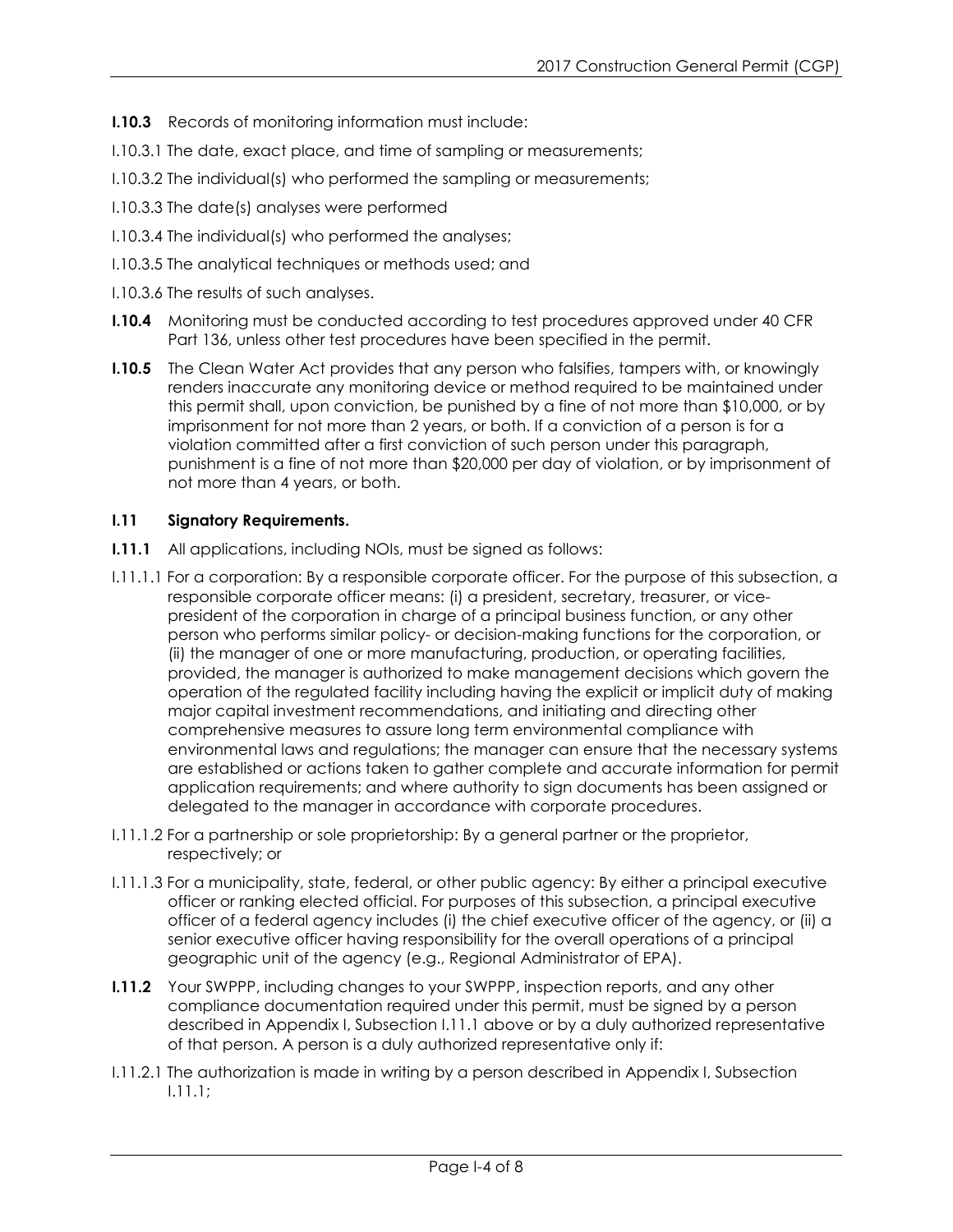**I.10.3** Records of monitoring information must include:

I.10.3.1 The date, exact place, and time of sampling or measurements;

I.10.3.2 The individual(s) who performed the sampling or measurements;

I.10.3.3 The date(s) analyses were performed

I.10.3.4 The individual(s) who performed the analyses;

I.10.3.5 The analytical techniques or methods used; and

I.10.3.6 The results of such analyses.

**I.10.4** Monitoring must be conducted according to test procedures approved under 40 CFR Part 136, unless other test procedures have been specified in the permit.

**I.10.5** The Clean Water Act provides that any person who falsifies, tampers with, or knowingly renders inaccurate any monitoring device or method required to be maintained under this permit shall, upon conviction, be punished by a fine of not more than $10,000, or by imprisonment for not more than 2 years, or both. If a conviction of a person is for a violation committed after a first conviction of such person under this paragraph, punishment is a fine of not more than $20,000 per day of violation, or by imprisonment of not more than 4 years, or both.

### I.11 Signatory Requirements.

**I.11.1** All applications, including NOIs, must be signed as follows:

I.11.1.1 For a corporation: By a responsible corporate officer. For the purpose of this subsection, a responsible corporate officer means: (i) a president, secretary, treasurer, or vice-president of the corporation in charge of a principal business function, or any other person who performs similar policy- or decision-making functions for the corporation, or (ii) the manager of one or more manufacturing, production, or operating facilities, provided, the manager is authorized to make management decisions which govern the operation of the regulated facility including having the explicit or implicit duty of making major capital investment recommendations, and initiating and directing other comprehensive measures to assure long term environmental compliance with environmental laws and regulations; the manager can ensure that the necessary systems are established or actions taken to gather complete and accurate information for permit application requirements; and where authority to sign documents has been assigned or delegated to the manager in accordance with corporate procedures.

I.11.1.2 For a partnership or sole proprietorship: By a general partner or the proprietor, respectively; or

I.11.1.3 For a municipality, state, federal, or other public agency: By either a principal executive officer or ranking elected official. For purposes of this subsection, a principal executive officer of a federal agency includes (i) the chief executive officer of the agency, or (ii) a senior executive officer having responsibility for the overall operations of a principal geographic unit of the agency (e.g., Regional Administrator of EPA).

**I.11.2** Your SWPPP, including changes to your SWPPP, inspection reports, and any other compliance documentation required under this permit, must be signed by a person described in Appendix I, Subsection I.11.1 above or by a duly authorized representative of that person. A person is a duly authorized representative only if:

I.11.2.1 The authorization is made in writing by a person described in Appendix I, Subsection I.11.1;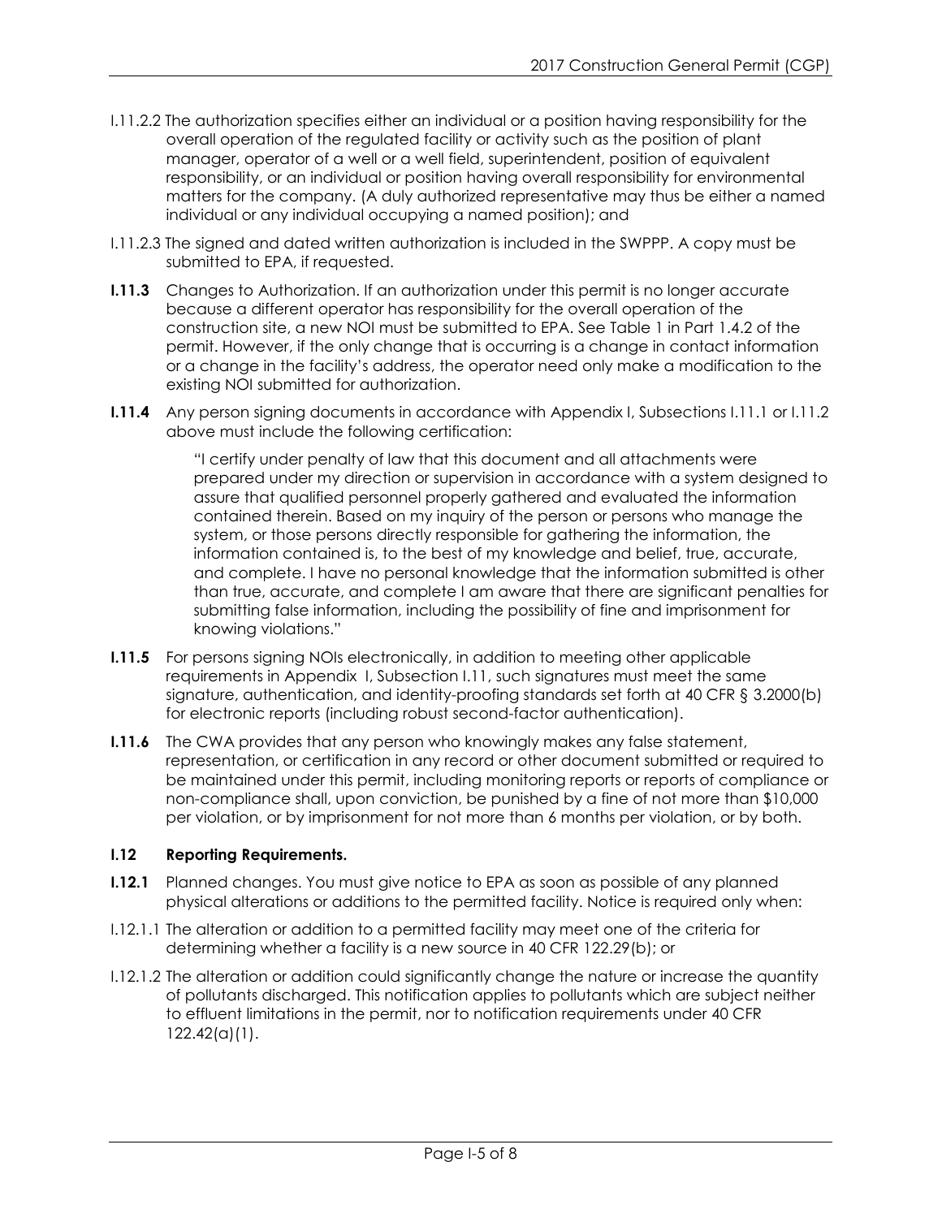I.11.2.2 The authorization specifies either an individual or a position having responsibility for the overall operation of the regulated facility or activity such as the position of plant manager, operator of a well or a well field, superintendent, position of equivalent responsibility, or an individual or position having overall responsibility for environmental matters for the company. (A duly authorized representative may thus be either a named individual or any individual occupying a named position); and

I.11.2.3 The signed and dated written authorization is included in the SWPPP. A copy must be submitted to EPA, if requested.

**I.11.3** Changes to Authorization. If an authorization under this permit is no longer accurate because a different operator has responsibility for the overall operation of the construction site, a new NOI must be submitted to EPA. See Table 1 in Part 1.4.2 of the permit. However, if the only change that is occurring is a change in contact information or a change in the facility's address, the operator need only make a modification to the existing NOI submitted for authorization.

**I.11.4** Any person signing documents in accordance with Appendix I, Subsections I.11.1 or I.11.2 above must include the following certification:

> "I certify under penalty of law that this document and all attachments were prepared under my direction or supervision in accordance with a system designed to assure that qualified personnel properly gathered and evaluated the information contained therein. Based on my inquiry of the person or persons who manage the system, or those persons directly responsible for gathering the information, the information contained is, to the best of my knowledge and belief, true, accurate, and complete. I have no personal knowledge that the information submitted is other than true, accurate, and complete I am aware that there are significant penalties for submitting false information, including the possibility of fine and imprisonment for knowing violations."

**I.11.5** For persons signing NOIs electronically, in addition to meeting other applicable requirements in Appendix I, Subsection I.11, such signatures must meet the same signature, authentication, and identity-proofing standards set forth at 40 CFR § 3.2000(b) for electronic reports (including robust second-factor authentication).

**I.11.6** The CWA provides that any person who knowingly makes any false statement, representation, or certification in any record or other document submitted or required to be maintained under this permit, including monitoring reports or reports of compliance or non-compliance shall, upon conviction, be punished by a fine of not more than $10,000 per violation, or by imprisonment for not more than 6 months per violation, or by both.

### I.12 Reporting Requirements.

**I.12.1** Planned changes. You must give notice to EPA as soon as possible of any planned physical alterations or additions to the permitted facility. Notice is required only when:

I.12.1.1 The alteration or addition to a permitted facility may meet one of the criteria for determining whether a facility is a new source in 40 CFR 122.29(b); or

I.12.1.2 The alteration or addition could significantly change the nature or increase the quantity of pollutants discharged. This notification applies to pollutants which are subject neither to effluent limitations in the permit, nor to notification requirements under 40 CFR 122.42(a)(1).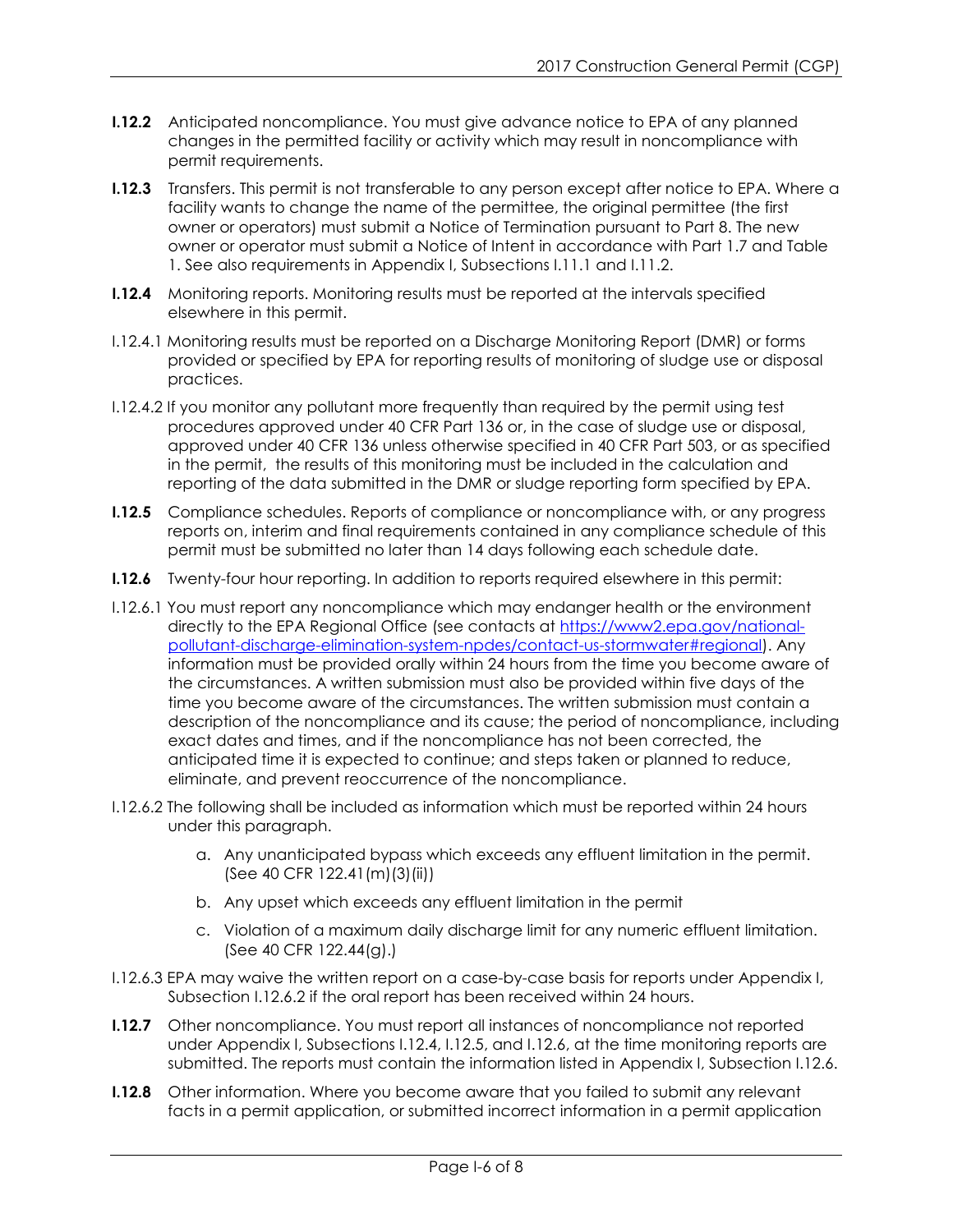**I.12.2** Anticipated noncompliance. You must give advance notice to EPA of any planned changes in the permitted facility or activity which may result in noncompliance with permit requirements.

**I.12.3** Transfers. This permit is not transferable to any person except after notice to EPA. Where a facility wants to change the name of the permittee, the original permittee (the first owner or operators) must submit a Notice of Termination pursuant to Part 8. The new owner or operator must submit a Notice of Intent in accordance with Part 1.7 and Table 1. See also requirements in Appendix I, Subsections I.11.1 and I.11.2.

**I.12.4** Monitoring reports. Monitoring results must be reported at the intervals specified elsewhere in this permit.

I.12.4.1 Monitoring results must be reported on a Discharge Monitoring Report (DMR) or forms provided or specified by EPA for reporting results of monitoring of sludge use or disposal practices.

I.12.4.2 If you monitor any pollutant more frequently than required by the permit using test procedures approved under 40 CFR Part 136 or, in the case of sludge use or disposal, approved under 40 CFR 136 unless otherwise specified in 40 CFR Part 503, or as specified in the permit, the results of this monitoring must be included in the calculation and reporting of the data submitted in the DMR or sludge reporting form specified by EPA.

**I.12.5** Compliance schedules. Reports of compliance or noncompliance with, or any progress reports on, interim and final requirements contained in any compliance schedule of this permit must be submitted no later than 14 days following each schedule date.

**I.12.6** Twenty-four hour reporting. In addition to reports required elsewhere in this permit:

I.12.6.1 You must report any noncompliance which may endanger health or the environment directly to the EPA Regional Office (see contacts at [https://www2.epa.gov/national-pollutant-discharge-elimination-system-npdes/contact-us-stormwater#regional](https://www2.epa.gov/national-pollutant-discharge-elimination-system-npdes/contact-us-stormwater#regional)). Any information must be provided orally within 24 hours from the time you become aware of the circumstances. A written submission must also be provided within five days of the time you become aware of the circumstances. The written submission must contain a description of the noncompliance and its cause; the period of noncompliance, including exact dates and times, and if the noncompliance has not been corrected, the anticipated time it is expected to continue; and steps taken or planned to reduce, eliminate, and prevent reoccurrence of the noncompliance.

I.12.6.2 The following shall be included as information which must be reported within 24 hours under this paragraph.

a. Any unanticipated bypass which exceeds any effluent limitation in the permit. (See 40 CFR 122.41(m)(3)(ii))

b. Any upset which exceeds any effluent limitation in the permit

c. Violation of a maximum daily discharge limit for any numeric effluent limitation. (See 40 CFR 122.44(g).)

I.12.6.3 EPA may waive the written report on a case-by-case basis for reports under Appendix I, Subsection I.12.6.2 if the oral report has been received within 24 hours.

**I.12.7** Other noncompliance. You must report all instances of noncompliance not reported under Appendix I, Subsections I.12.4, I.12.5, and I.12.6, at the time monitoring reports are submitted. The reports must contain the information listed in Appendix I, Subsection I.12.6.

**I.12.8** Other information. Where you become aware that you failed to submit any relevant facts in a permit application, or submitted incorrect information in a permit application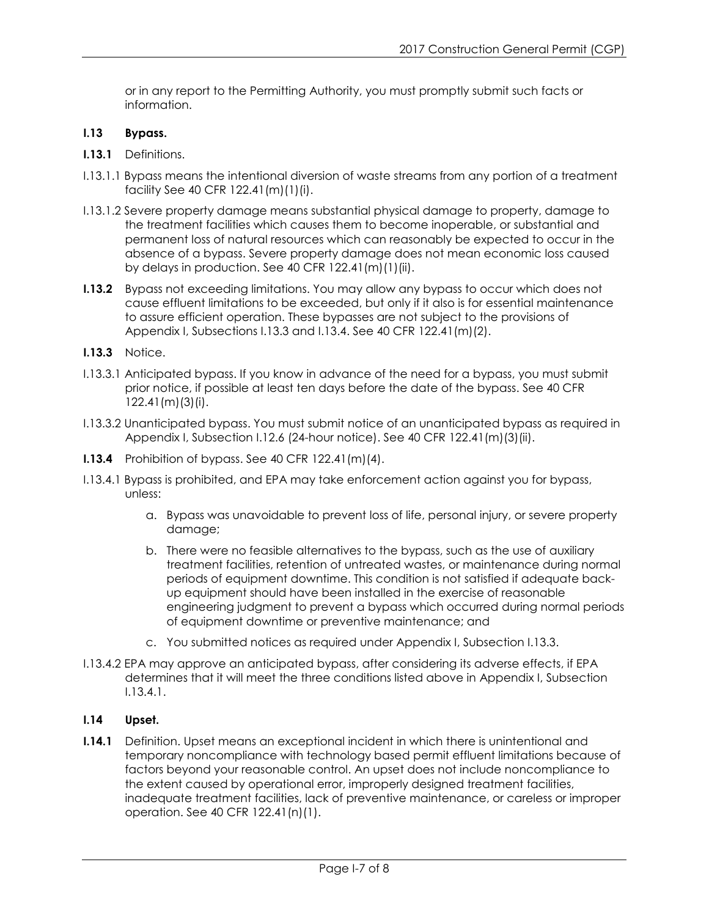or in any report to the Permitting Authority, you must promptly submit such facts or information.

**I.13 Bypass.**

**I.13.1** Definitions.

I.13.1.1 Bypass means the intentional diversion of waste streams from any portion of a treatment facility See 40 CFR 122.41(m)(1)(i).

I.13.1.2 Severe property damage means substantial physical damage to property, damage to the treatment facilities which causes them to become inoperable, or substantial and permanent loss of natural resources which can reasonably be expected to occur in the absence of a bypass. Severe property damage does not mean economic loss caused by delays in production. See 40 CFR 122.41(m)(1)(ii).

**I.13.2** Bypass not exceeding limitations. You may allow any bypass to occur which does not cause effluent limitations to be exceeded, but only if it also is for essential maintenance to assure efficient operation. These bypasses are not subject to the provisions of Appendix I, Subsections I.13.3 and I.13.4. See 40 CFR 122.41(m)(2).

**I.13.3** Notice.

I.13.3.1 Anticipated bypass. If you know in advance of the need for a bypass, you must submit prior notice, if possible at least ten days before the date of the bypass. See 40 CFR 122.41(m)(3)(i).

I.13.3.2 Unanticipated bypass. You must submit notice of an unanticipated bypass as required in Appendix I, Subsection I.12.6 (24-hour notice). See 40 CFR 122.41(m)(3)(ii).

**I.13.4** Prohibition of bypass. See 40 CFR 122.41(m)(4).

I.13.4.1 Bypass is prohibited, and EPA may take enforcement action against you for bypass, unless:

a. Bypass was unavoidable to prevent loss of life, personal injury, or severe property damage;

b. There were no feasible alternatives to the bypass, such as the use of auxiliary treatment facilities, retention of untreated wastes, or maintenance during normal periods of equipment downtime. This condition is not satisfied if adequate back-up equipment should have been installed in the exercise of reasonable engineering judgment to prevent a bypass which occurred during normal periods of equipment downtime or preventive maintenance; and

c. You submitted notices as required under Appendix I, Subsection I.13.3.

I.13.4.2 EPA may approve an anticipated bypass, after considering its adverse effects, if EPA determines that it will meet the three conditions listed above in Appendix I, Subsection I.13.4.1.

**I.14 Upset.**

**I.14.1** Definition. Upset means an exceptional incident in which there is unintentional and temporary noncompliance with technology based permit effluent limitations because of factors beyond your reasonable control. An upset does not include noncompliance to the extent caused by operational error, improperly designed treatment facilities, inadequate treatment facilities, lack of preventive maintenance, or careless or improper operation. See 40 CFR 122.41(n)(1).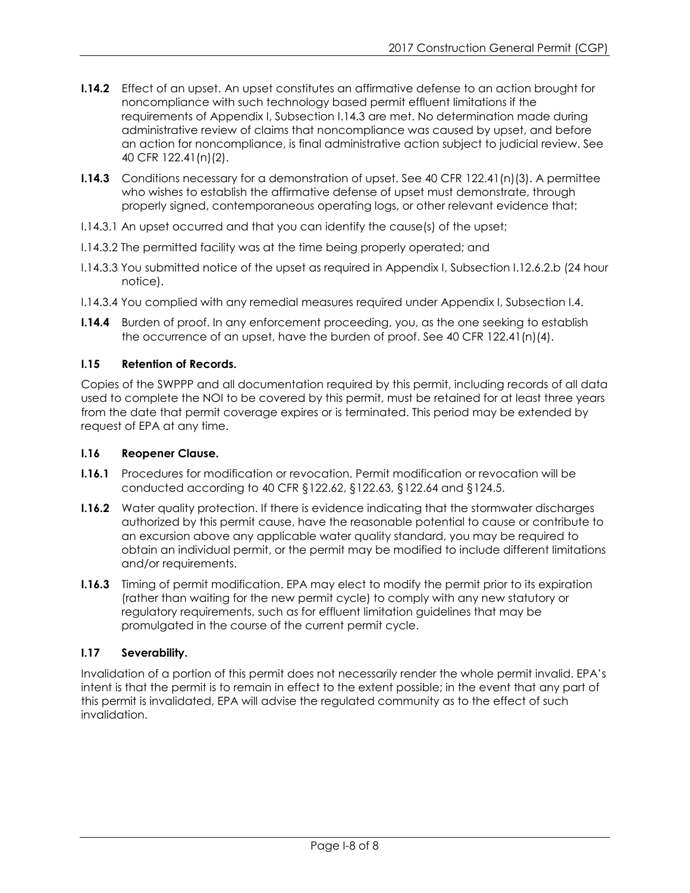**I.14.2** Effect of an upset. An upset constitutes an affirmative defense to an action brought for noncompliance with such technology based permit effluent limitations if the requirements of Appendix I, Subsection I.14.3 are met. No determination made during administrative review of claims that noncompliance was caused by upset, and before an action for noncompliance, is final administrative action subject to judicial review. See 40 CFR 122.41(n)(2).

**I.14.3** Conditions necessary for a demonstration of upset. See 40 CFR 122.41(n)(3). A permittee who wishes to establish the affirmative defense of upset must demonstrate, through properly signed, contemporaneous operating logs, or other relevant evidence that:

I.14.3.1 An upset occurred and that you can identify the cause(s) of the upset;

I.14.3.2 The permitted facility was at the time being properly operated; and

I.14.3.3 You submitted notice of the upset as required in Appendix I, Subsection I.12.6.2.b (24 hour notice).

I.14.3.4 You complied with any remedial measures required under Appendix I, Subsection I.4.

**I.14.4** Burden of proof. In any enforcement proceeding, you, as the one seeking to establish the occurrence of an upset, have the burden of proof. See 40 CFR 122.41(n)(4).

### I.15 Retention of Records.

Copies of the SWPPP and all documentation required by this permit, including records of all data used to complete the NOI to be covered by this permit, must be retained for at least three years from the date that permit coverage expires or is terminated. This period may be extended by request of EPA at any time.

### I.16 Reopener Clause.

**I.16.1** Procedures for modification or revocation. Permit modification or revocation will be conducted according to 40 CFR §122.62, §122.63, §122.64 and §124.5.

**I.16.2** Water quality protection. If there is evidence indicating that the stormwater discharges authorized by this permit cause, have the reasonable potential to cause or contribute to an excursion above any applicable water quality standard, you may be required to obtain an individual permit, or the permit may be modified to include different limitations and/or requirements.

**I.16.3** Timing of permit modification. EPA may elect to modify the permit prior to its expiration (rather than waiting for the new permit cycle) to comply with any new statutory or regulatory requirements, such as for effluent limitation guidelines that may be promulgated in the course of the current permit cycle.

### I.17 Severability.

Invalidation of a portion of this permit does not necessarily render the whole permit invalid. EPA's intent is that the permit is to remain in effect to the extent possible; in the event that any part of this permit is invalidated, EPA will advise the regulated community as to the effect of such invalidation.